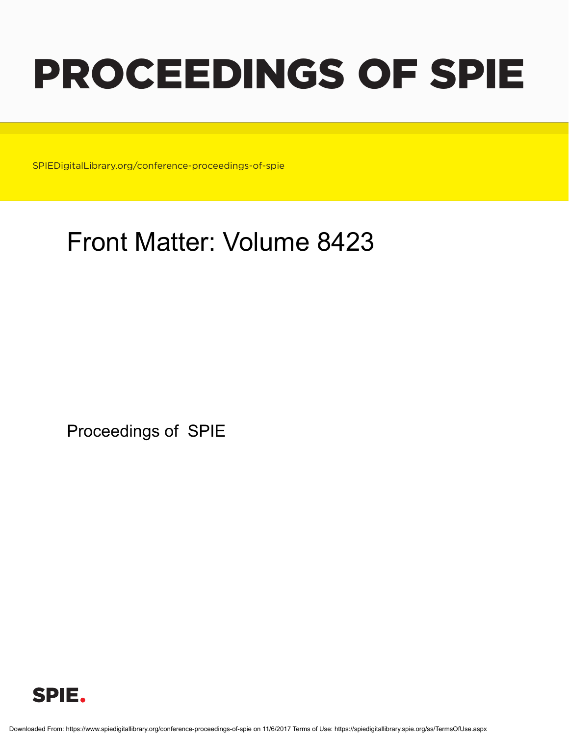# PROCEEDINGS OF SPIE

SPIEDigitalLibrary.org/conference-proceedings-of-spie

## Front Matter: Volume 8423

Proceedings of SPIE

SPIE.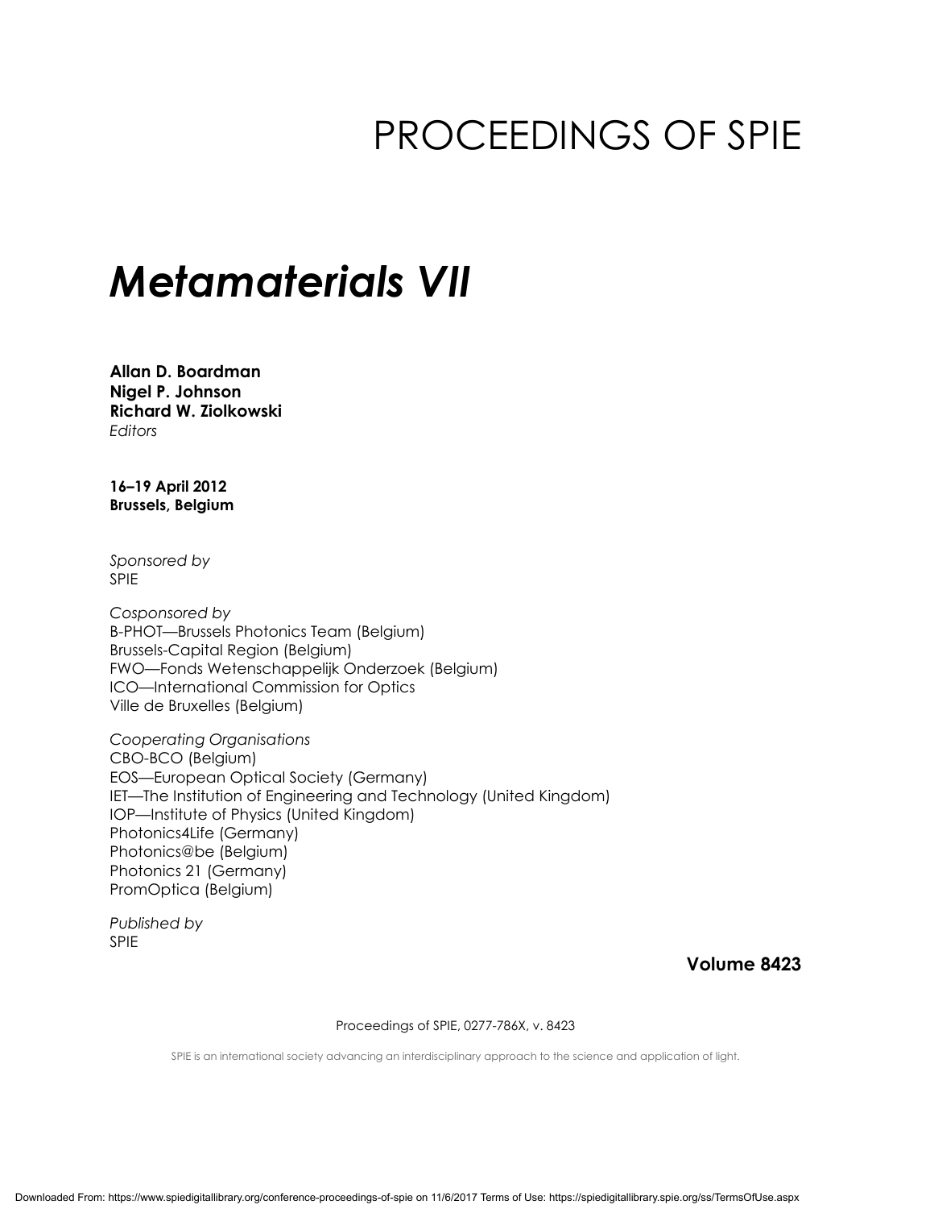# PROCEEDINGS OF SPIE

# *Metamaterials VII*

**Allan D. Boardman**
**Nigel P. Johnson**
**Richard W. Ziolkowski**
*Editors*

**16–19 April 2012**
**Brussels, Belgium**

*Sponsored by*
SPIE

*Cosponsored by*
B-PHOT—Brussels Photonics Team (Belgium)
Brussels-Capital Region (Belgium)
FWO—Fonds Wetenschappelijk Onderzoek (Belgium)
ICO—International Commission for Optics
Ville de Bruxelles (Belgium)

*Cooperating Organisations*
CBO-BCO (Belgium)
EOS—European Optical Society (Germany)
IET—The Institution of Engineering and Technology (United Kingdom)
IOP—Institute of Physics (United Kingdom)
Photonics4Life (Germany)
Photonics@be (Belgium)
Photonics 21 (Germany)
PromOptica (Belgium)

*Published by*
SPIE

**Volume 8423**

Proceedings of SPIE, 0277-786X, v. 8423

SPIE is an international society advancing an interdisciplinary approach to the science and application of light.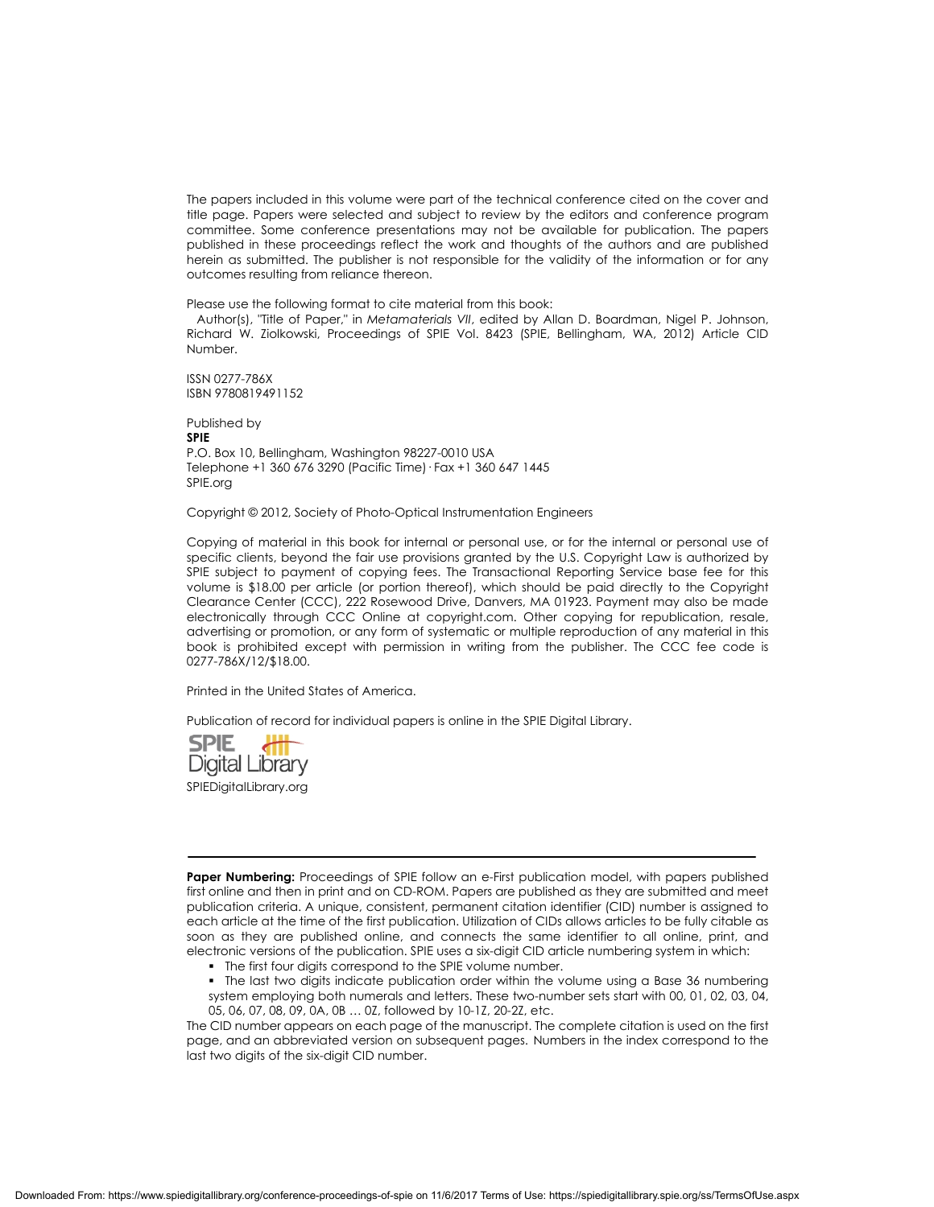The papers included in this volume were part of the technical conference cited on the cover and title page. Papers were selected and subject to review by the editors and conference program committee. Some conference presentations may not be available for publication. The papers published in these proceedings reflect the work and thoughts of the authors and are published herein as submitted. The publisher is not responsible for the validity of the information or for any outcomes resulting from reliance thereon.

Please use the following format to cite material from this book:
Author(s), "Title of Paper," in *Metamaterials VII*, edited by Allan D. Boardman, Nigel P. Johnson, Richard W. Ziolkowski, Proceedings of SPIE Vol. 8423 (SPIE, Bellingham, WA, 2012) Article CID Number.

ISSN 0277-786X
ISBN 9780819491152

Published by
**SPIE**
P.O. Box 10, Bellingham, Washington 98227-0010 USA
Telephone +1 360 676 3290 (Pacific Time) · Fax +1 360 647 1445
SPIE.org

Copyright © 2012, Society of Photo-Optical Instrumentation Engineers

Copying of material in this book for internal or personal use, or for the internal or personal use of specific clients, beyond the fair use provisions granted by the U.S. Copyright Law is authorized by SPIE subject to payment of copying fees. The Transactional Reporting Service base fee for this volume is $18.00 per article (or portion thereof), which should be paid directly to the Copyright Clearance Center (CCC), 222 Rosewood Drive, Danvers, MA 01923. Payment may also be made electronically through CCC Online at copyright.com. Other copying for republication, resale, advertising or promotion, or any form of systematic or multiple reproduction of any material in this book is prohibited except with permission in writing from the publisher. The CCC fee code is 0277-786X/12/$18.00.

Printed in the United States of America.

Publication of record for individual papers is online in the SPIE Digital Library.

SPIE Digital Library
SPIEDigitalLibrary.org

---

**Paper Numbering:** Proceedings of SPIE follow an e-First publication model, with papers published first online and then in print and on CD-ROM. Papers are published as they are submitted and meet publication criteria. A unique, consistent, permanent citation identifier (CID) number is assigned to each article at the time of the first publication. Utilization of CIDs allows articles to be fully citable as soon as they are published online, and connects the same identifier to all online, print, and electronic versions of the publication. SPIE uses a six-digit CID article numbering system in which:

- The first four digits correspond to the SPIE volume number.
- The last two digits indicate publication order within the volume using a Base 36 numbering system employing both numerals and letters. These two-number sets start with 00, 01, 02, 03, 04, 05, 06, 07, 08, 09, 0A, 0B … 0Z, followed by 10-1Z, 20-2Z, etc.

The CID number appears on each page of the manuscript. The complete citation is used on the first page, and an abbreviated version on subsequent pages. Numbers in the index correspond to the last two digits of the six-digit CID number.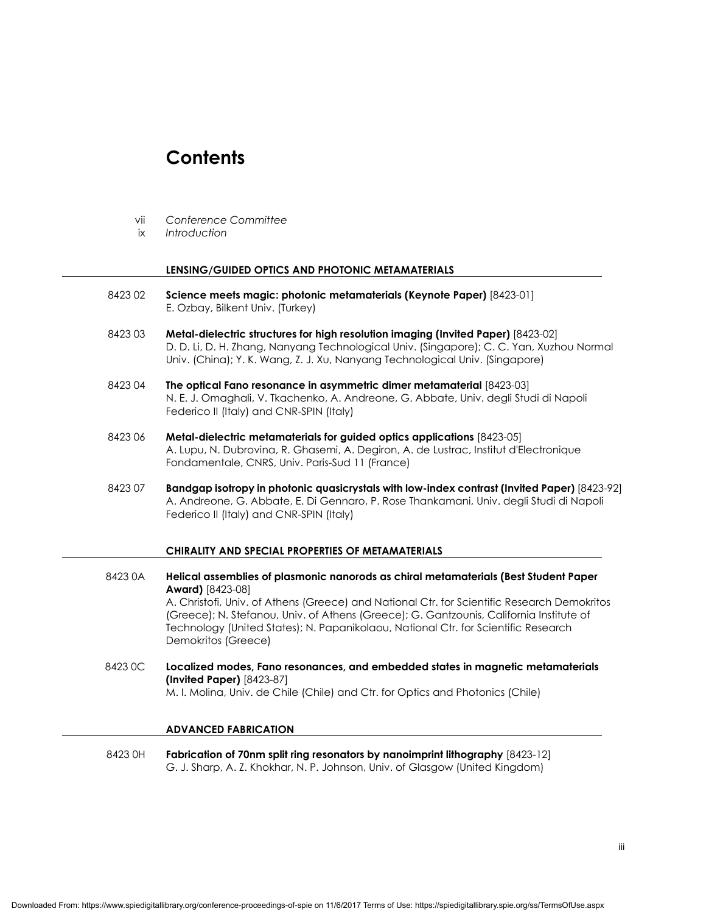# Contents

vii *Conference Committee*

ix *Introduction*

## LENSING/GUIDED OPTICS AND PHOTONIC METAMATERIALS

8423 02 **Science meets magic: photonic metamaterials (Keynote Paper)** [8423-01]
E. Ozbay, Bilkent Univ. (Turkey)

8423 03 **Metal-dielectric structures for high resolution imaging (Invited Paper)** [8423-02]
D. D. Li, D. H. Zhang, Nanyang Technological Univ. (Singapore); C. C. Yan, Xuzhou Normal Univ. (China); Y. K. Wang, Z. J. Xu, Nanyang Technological Univ. (Singapore)

8423 04 **The optical Fano resonance in asymmetric dimer metamaterial** [8423-03]
N. E. J. Omaghali, V. Tkachenko, A. Andreone, G. Abbate, Univ. degli Studi di Napoli Federico II (Italy) and CNR-SPIN (Italy)

8423 06 **Metal-dielectric metamaterials for guided optics applications** [8423-05]
A. Lupu, N. Dubrovina, R. Ghasemi, A. Degiron, A. de Lustrac, Institut d'Electronique Fondamentale, CNRS, Univ. Paris-Sud 11 (France)

8423 07 **Bandgap isotropy in photonic quasicrystals with low-index contrast (Invited Paper)** [8423-92]
A. Andreone, G. Abbate, E. Di Gennaro, P. Rose Thankamani, Univ. degli Studi di Napoli Federico II (Italy) and CNR-SPIN (Italy)

## CHIRALITY AND SPECIAL PROPERTIES OF METAMATERIALS

8423 0A **Helical assemblies of plasmonic nanorods as chiral metamaterials (Best Student Paper Award)** [8423-08]
A. Christofi, Univ. of Athens (Greece) and National Ctr. for Scientific Research Demokritos (Greece); N. Stefanou, Univ. of Athens (Greece); G. Gantzounis, California Institute of Technology (United States); N. Papanikolaou, National Ctr. for Scientific Research Demokritos (Greece)

8423 0C **Localized modes, Fano resonances, and embedded states in magnetic metamaterials (Invited Paper)** [8423-87]
M. I. Molina, Univ. de Chile (Chile) and Ctr. for Optics and Photonics (Chile)

## ADVANCED FABRICATION

8423 0H **Fabrication of 70nm split ring resonators by nanoimprint lithography** [8423-12]
G. J. Sharp, A. Z. Khokhar, N. P. Johnson, Univ. of Glasgow (United Kingdom)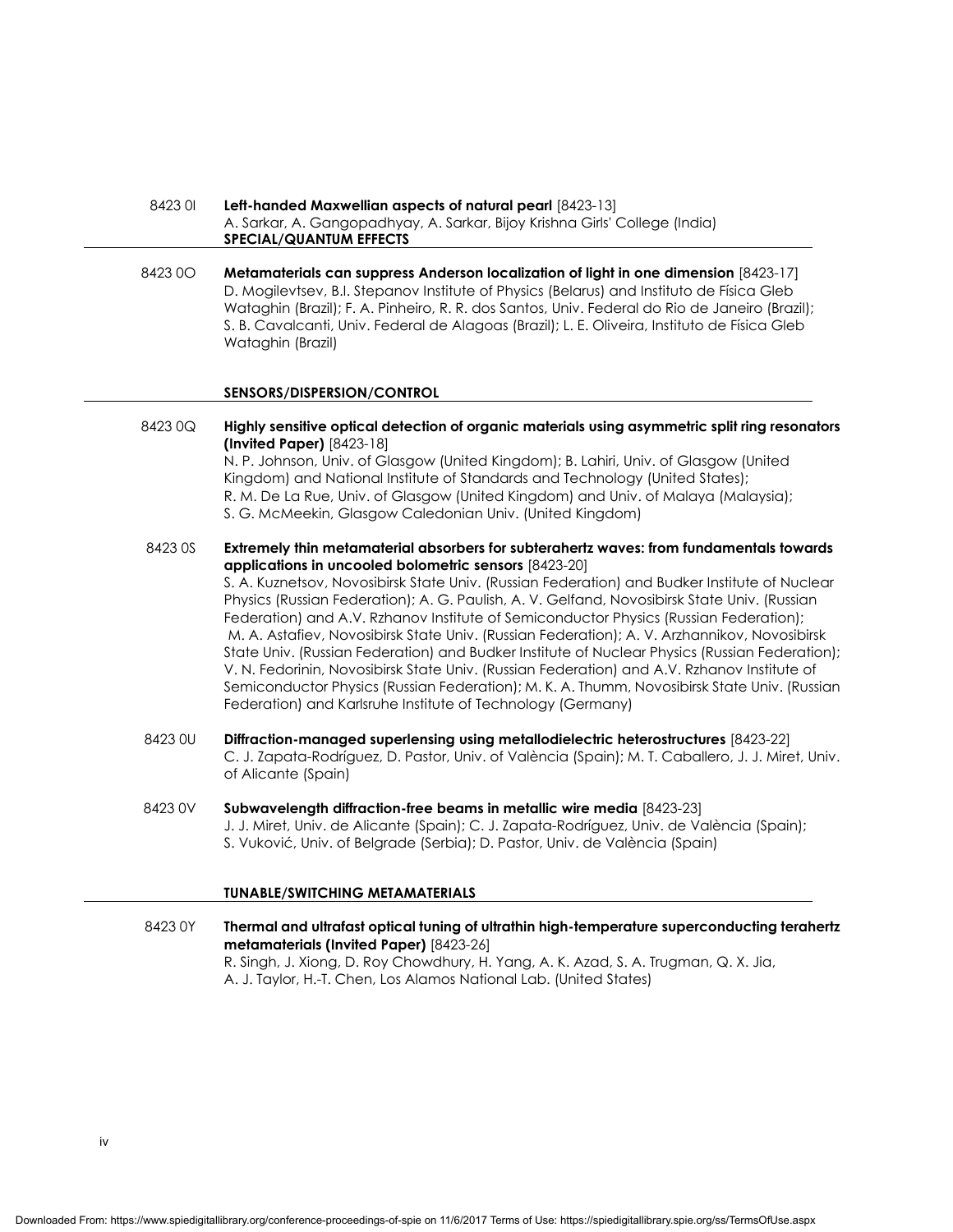8423 0I **Left-handed Maxwellian aspects of natural pearl** [8423-13]
A. Sarkar, A. Gangopadhyay, A. Sarkar, Bijoy Krishna Girls' College (India)

## SPECIAL/QUANTUM EFFECTS

8423 0O **Metamaterials can suppress Anderson localization of light in one dimension** [8423-17]
D. Mogilevtsev, B.I. Stepanov Institute of Physics (Belarus) and Instituto de Física Gleb Wataghin (Brazil); F. A. Pinheiro, R. R. dos Santos, Univ. Federal do Rio de Janeiro (Brazil); S. B. Cavalcanti, Univ. Federal de Alagoas (Brazil); L. E. Oliveira, Instituto de Física Gleb Wataghin (Brazil)

## SENSORS/DISPERSION/CONTROL

8423 0Q **Highly sensitive optical detection of organic materials using asymmetric split ring resonators (Invited Paper)** [8423-18]
N. P. Johnson, Univ. of Glasgow (United Kingdom); B. Lahiri, Univ. of Glasgow (United Kingdom) and National Institute of Standards and Technology (United States); R. M. De La Rue, Univ. of Glasgow (United Kingdom) and Univ. of Malaya (Malaysia); S. G. McMeekin, Glasgow Caledonian Univ. (United Kingdom)

8423 0S **Extremely thin metamaterial absorbers for subterahertz waves: from fundamentals towards applications in uncooled bolometric sensors** [8423-20]
S. A. Kuznetsov, Novosibirsk State Univ. (Russian Federation) and Budker Institute of Nuclear Physics (Russian Federation); A. G. Paulish, A. V. Gelfand, Novosibirsk State Univ. (Russian Federation) and A.V. Rzhanov Institute of Semiconductor Physics (Russian Federation); M. A. Astafiev, Novosibirsk State Univ. (Russian Federation); A. V. Arzhannikov, Novosibirsk State Univ. (Russian Federation) and Budker Institute of Nuclear Physics (Russian Federation); V. N. Fedorinin, Novosibirsk State Univ. (Russian Federation) and A.V. Rzhanov Institute of Semiconductor Physics (Russian Federation); M. K. A. Thumm, Novosibirsk State Univ. (Russian Federation) and Karlsruhe Institute of Technology (Germany)

8423 0U **Diffraction-managed superlensing using metallodielectric heterostructures** [8423-22]
C. J. Zapata-Rodríguez, D. Pastor, Univ. of València (Spain); M. T. Caballero, J. J. Miret, Univ. of Alicante (Spain)

8423 0V **Subwavelength diffraction-free beams in metallic wire media** [8423-23]
J. J. Miret, Univ. de Alicante (Spain); C. J. Zapata-Rodríguez, Univ. de València (Spain); S. Vuković, Univ. of Belgrade (Serbia); D. Pastor, Univ. de València (Spain)

## TUNABLE/SWITCHING METAMATERIALS

8423 0Y **Thermal and ultrafast optical tuning of ultrathin high-temperature superconducting terahertz metamaterials (Invited Paper)** [8423-26]
R. Singh, J. Xiong, D. Roy Chowdhury, H. Yang, A. K. Azad, S. A. Trugman, Q. X. Jia, A. J. Taylor, H.-T. Chen, Los Alamos National Lab. (United States)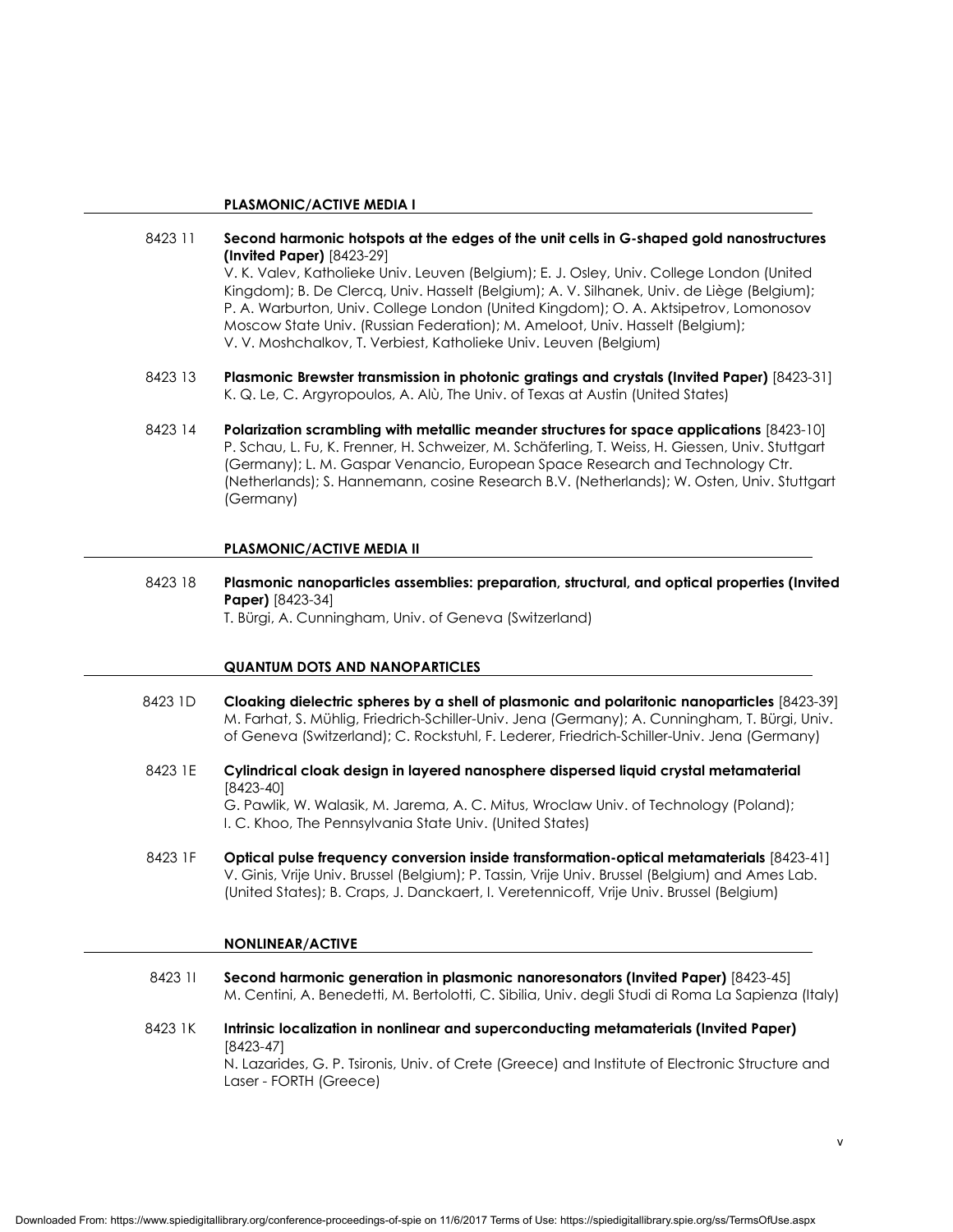## PLASMONIC/ACTIVE MEDIA I

8423 11 **Second harmonic hotspots at the edges of the unit cells in G-shaped gold nanostructures (Invited Paper)** [8423-29]
V. K. Valev, Katholieke Univ. Leuven (Belgium); E. J. Osley, Univ. College London (United Kingdom); B. De Clercq, Univ. Hasselt (Belgium); A. V. Silhanek, Univ. de Liège (Belgium); P. A. Warburton, Univ. College London (United Kingdom); O. A. Aktsipetrov, Lomonosov Moscow State Univ. (Russian Federation); M. Ameloot, Univ. Hasselt (Belgium); V. V. Moshchalkov, T. Verbiest, Katholieke Univ. Leuven (Belgium)

8423 13 **Plasmonic Brewster transmission in photonic gratings and crystals (Invited Paper)** [8423-31]
K. Q. Le, C. Argyropoulos, A. Alù, The Univ. of Texas at Austin (United States)

8423 14 **Polarization scrambling with metallic meander structures for space applications** [8423-10]
P. Schau, L. Fu, K. Frenner, H. Schweizer, M. Schäferling, T. Weiss, H. Giessen, Univ. Stuttgart (Germany); L. M. Gaspar Venancio, European Space Research and Technology Ctr. (Netherlands); S. Hannemann, cosine Research B.V. (Netherlands); W. Osten, Univ. Stuttgart (Germany)

## PLASMONIC/ACTIVE MEDIA II

8423 18 **Plasmonic nanoparticles assemblies: preparation, structural, and optical properties (Invited Paper)** [8423-34]
T. Bürgi, A. Cunningham, Univ. of Geneva (Switzerland)

## QUANTUM DOTS AND NANOPARTICLES

8423 1D **Cloaking dielectric spheres by a shell of plasmonic and polaritonic nanoparticles** [8423-39]
M. Farhat, S. Mühlig, Friedrich-Schiller-Univ. Jena (Germany); A. Cunningham, T. Bürgi, Univ. of Geneva (Switzerland); C. Rockstuhl, F. Lederer, Friedrich-Schiller-Univ. Jena (Germany)

8423 1E **Cylindrical cloak design in layered nanosphere dispersed liquid crystal metamaterial** [8423-40]
G. Pawlik, W. Walasik, M. Jarema, A. C. Mitus, Wroclaw Univ. of Technology (Poland); I. C. Khoo, The Pennsylvania State Univ. (United States)

8423 1F **Optical pulse frequency conversion inside transformation-optical metamaterials** [8423-41]
V. Ginis, Vrije Univ. Brussel (Belgium); P. Tassin, Vrije Univ. Brussel (Belgium) and Ames Lab. (United States); B. Craps, J. Danckaert, I. Veretennicoff, Vrije Univ. Brussel (Belgium)

## NONLINEAR/ACTIVE

8423 1I **Second harmonic generation in plasmonic nanoresonators (Invited Paper)** [8423-45]
M. Centini, A. Benedetti, M. Bertolotti, C. Sibilia, Univ. degli Studi di Roma La Sapienza (Italy)

8423 1K **Intrinsic localization in nonlinear and superconducting metamaterials (Invited Paper)** [8423-47]
N. Lazarides, G. P. Tsironis, Univ. of Crete (Greece) and Institute of Electronic Structure and Laser - FORTH (Greece)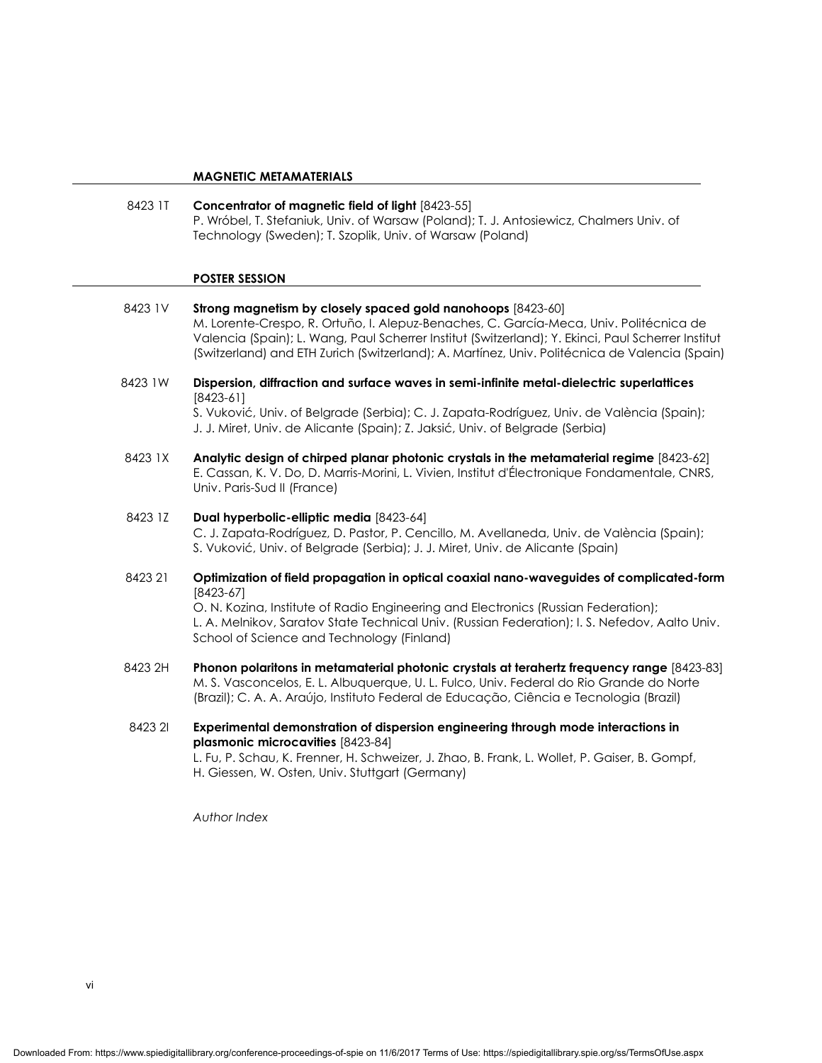## MAGNETIC METAMATERIALS

8423 1T **Concentrator of magnetic field of light** [8423-55]
P. Wróbel, T. Stefaniuk, Univ. of Warsaw (Poland); T. J. Antosiewicz, Chalmers Univ. of Technology (Sweden); T. Szoplik, Univ. of Warsaw (Poland)

## POSTER SESSION

8423 1V **Strong magnetism by closely spaced gold nanohoops** [8423-60]
M. Lorente-Crespo, R. Ortuño, I. Alepuz-Benaches, C. García-Meca, Univ. Politécnica de Valencia (Spain); L. Wang, Paul Scherrer Institut (Switzerland); Y. Ekinci, Paul Scherrer Institut (Switzerland) and ETH Zurich (Switzerland); A. Martínez, Univ. Politécnica de Valencia (Spain)

8423 1W **Dispersion, diffraction and surface waves in semi-infinite metal-dielectric superlattices** [8423-61]
S. Vuković, Univ. of Belgrade (Serbia); C. J. Zapata-Rodríguez, Univ. de València (Spain); J. J. Miret, Univ. de Alicante (Spain); Z. Jakšić, Univ. of Belgrade (Serbia)

8423 1X **Analytic design of chirped planar photonic crystals in the metamaterial regime** [8423-62]
E. Cassan, K. V. Do, D. Marris-Morini, L. Vivien, Institut d'Électronique Fondamentale, CNRS, Univ. Paris-Sud II (France)

8423 1Z **Dual hyperbolic-elliptic media** [8423-64]
C. J. Zapata-Rodríguez, D. Pastor, P. Cencillo, M. Avellaneda, Univ. de València (Spain); S. Vuković, Univ. of Belgrade (Serbia); J. J. Miret, Univ. de Alicante (Spain)

8423 21 **Optimization of field propagation in optical coaxial nano-waveguides of complicated-form** [8423-67]
O. N. Kozina, Institute of Radio Engineering and Electronics (Russian Federation); L. A. Melnikov, Saratov State Technical Univ. (Russian Federation); I. S. Nefedov, Aalto Univ. School of Science and Technology (Finland)

8423 2H **Phonon polaritons in metamaterial photonic crystals at terahertz frequency range** [8423-83]
M. S. Vasconcelos, E. L. Albuquerque, U. L. Fulco, Univ. Federal do Rio Grande do Norte (Brazil); C. A. A. Araújo, Instituto Federal de Educação, Ciência e Tecnologia (Brazil)

8423 2I **Experimental demonstration of dispersion engineering through mode interactions in plasmonic microcavities** [8423-84]
L. Fu, P. Schau, K. Frenner, H. Schweizer, J. Zhao, B. Frank, L. Wollet, P. Gaiser, B. Gompf, H. Giessen, W. Osten, Univ. Stuttgart (Germany)

*Author Index*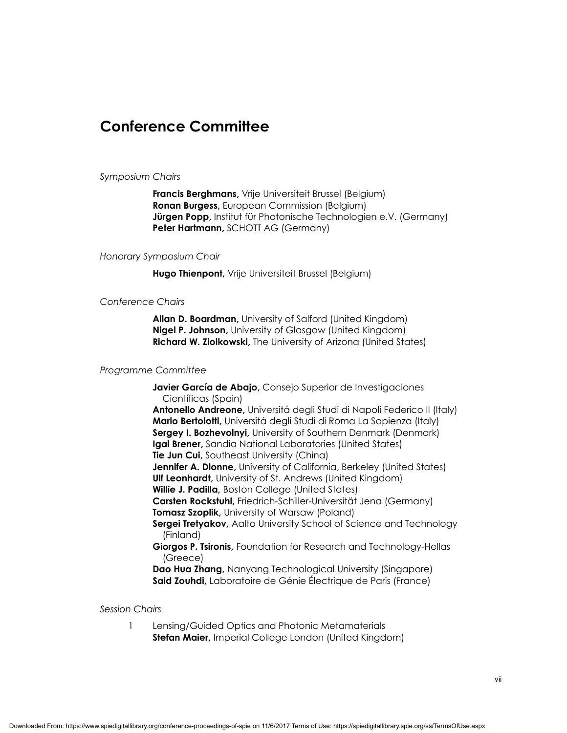# Conference Committee

*Symposium Chairs*

**Francis Berghmans,** Vrije Universiteit Brussel (Belgium)
**Ronan Burgess,** European Commission (Belgium)
**Jürgen Popp,** Institut für Photonische Technologien e.V. (Germany)
**Peter Hartmann,** SCHOTT AG (Germany)

*Honorary Symposium Chair*

**Hugo Thienpont,** Vrije Universiteit Brussel (Belgium)

*Conference Chairs*

**Allan D. Boardman,** University of Salford (United Kingdom)
**Nigel P. Johnson,** University of Glasgow (United Kingdom)
**Richard W. Ziolkowski,** The University of Arizona (United States)

*Programme Committee*

**Javier García de Abajo,** Consejo Superior de Investigaciones Científicas (Spain)
**Antonello Andreone,** Universitá degli Studi di Napoli Federico II (Italy)
**Mario Bertolotti,** Universitá degli Studi di Roma La Sapienza (Italy)
**Sergey I. Bozhevolnyi,** University of Southern Denmark (Denmark)
**Igal Brener,** Sandia National Laboratories (United States)
**Tie Jun Cui,** Southeast University (China)
**Jennifer A. Dionne,** University of California, Berkeley (United States)
**Ulf Leonhardt,** University of St. Andrews (United Kingdom)
**Willie J. Padilla,** Boston College (United States)
**Carsten Rockstuhl,** Friedrich-Schiller-Universität Jena (Germany)
**Tomasz Szoplik,** University of Warsaw (Poland)
**Sergei Tretyakov,** Aalto University School of Science and Technology (Finland)
**Giorgos P. Tsironis,** Foundation for Research and Technology-Hellas (Greece)
**Dao Hua Zhang,** Nanyang Technological University (Singapore)
**Said Zouhdi,** Laboratoire de Génie Électrique de Paris (France)

*Session Chairs*

1 Lensing/Guided Optics and Photonic Metamaterials
**Stefan Maier,** Imperial College London (United Kingdom)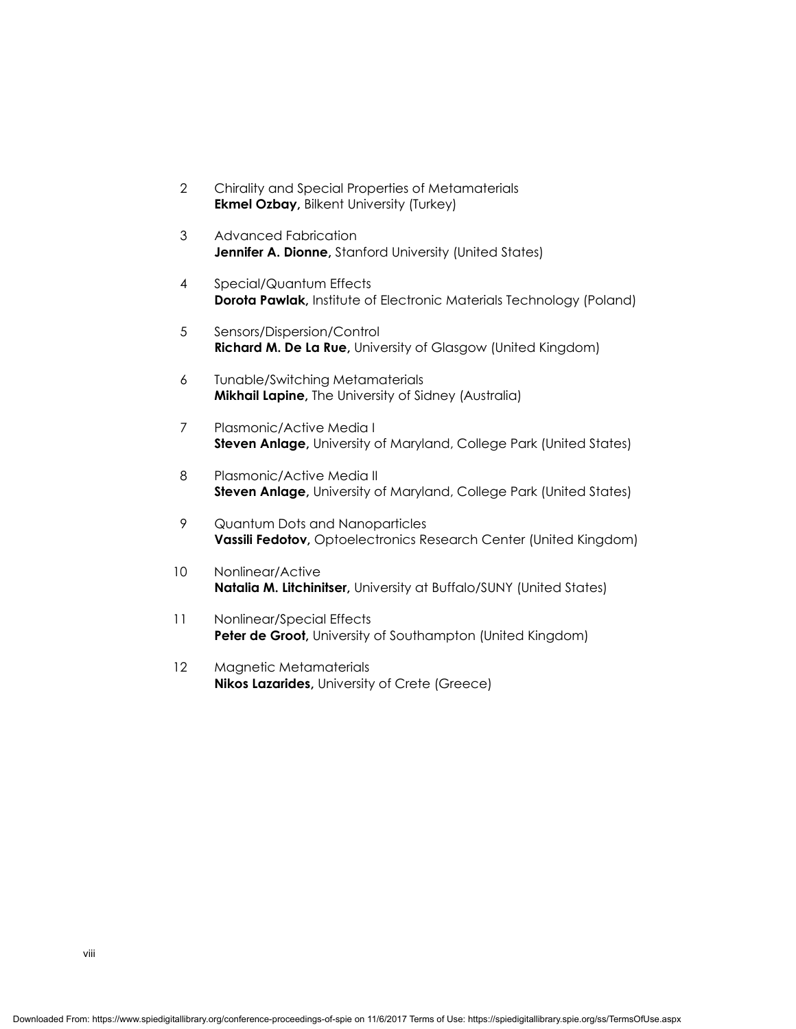2 Chirality and Special Properties of Metamaterials
**Ekmel Ozbay,** Bilkent University (Turkey)

3 Advanced Fabrication
**Jennifer A. Dionne,** Stanford University (United States)

4 Special/Quantum Effects
**Dorota Pawlak,** Institute of Electronic Materials Technology (Poland)

5 Sensors/Dispersion/Control
**Richard M. De La Rue,** University of Glasgow (United Kingdom)

6 Tunable/Switching Metamaterials
**Mikhail Lapine,** The University of Sidney (Australia)

7 Plasmonic/Active Media I
**Steven Anlage,** University of Maryland, College Park (United States)

8 Plasmonic/Active Media II
**Steven Anlage,** University of Maryland, College Park (United States)

9 Quantum Dots and Nanoparticles
**Vassili Fedotov,** Optoelectronics Research Center (United Kingdom)

10 Nonlinear/Active
**Natalia M. Litchinitser,** University at Buffalo/SUNY (United States)

11 Nonlinear/Special Effects
**Peter de Groot,** University of Southampton (United Kingdom)

12 Magnetic Metamaterials
**Nikos Lazarides,** University of Crete (Greece)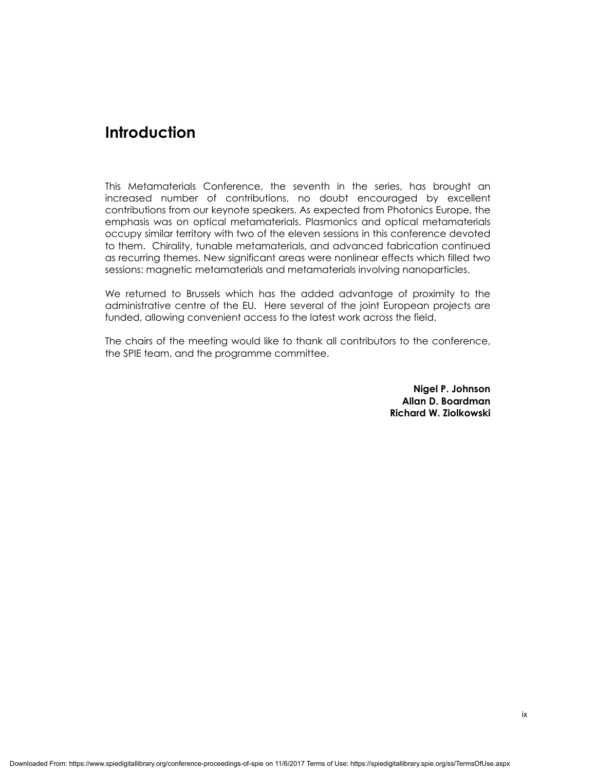# Introduction

This Metamaterials Conference, the seventh in the series, has brought an increased number of contributions, no doubt encouraged by excellent contributions from our keynote speakers. As expected from Photonics Europe, the emphasis was on optical metamaterials. Plasmonics and optical metamaterials occupy similar territory with two of the eleven sessions in this conference devoted to them. Chirality, tunable metamaterials, and advanced fabrication continued as recurring themes. New significant areas were nonlinear effects which filled two sessions: magnetic metamaterials and metamaterials involving nanoparticles.

We returned to Brussels which has the added advantage of proximity to the administrative centre of the EU. Here several of the joint European projects are funded, allowing convenient access to the latest work across the field.

The chairs of the meeting would like to thank all contributors to the conference, the SPIE team, and the programme committee.

**Nigel P. Johnson**
**Allan D. Boardman**
**Richard W. Ziolkowski**